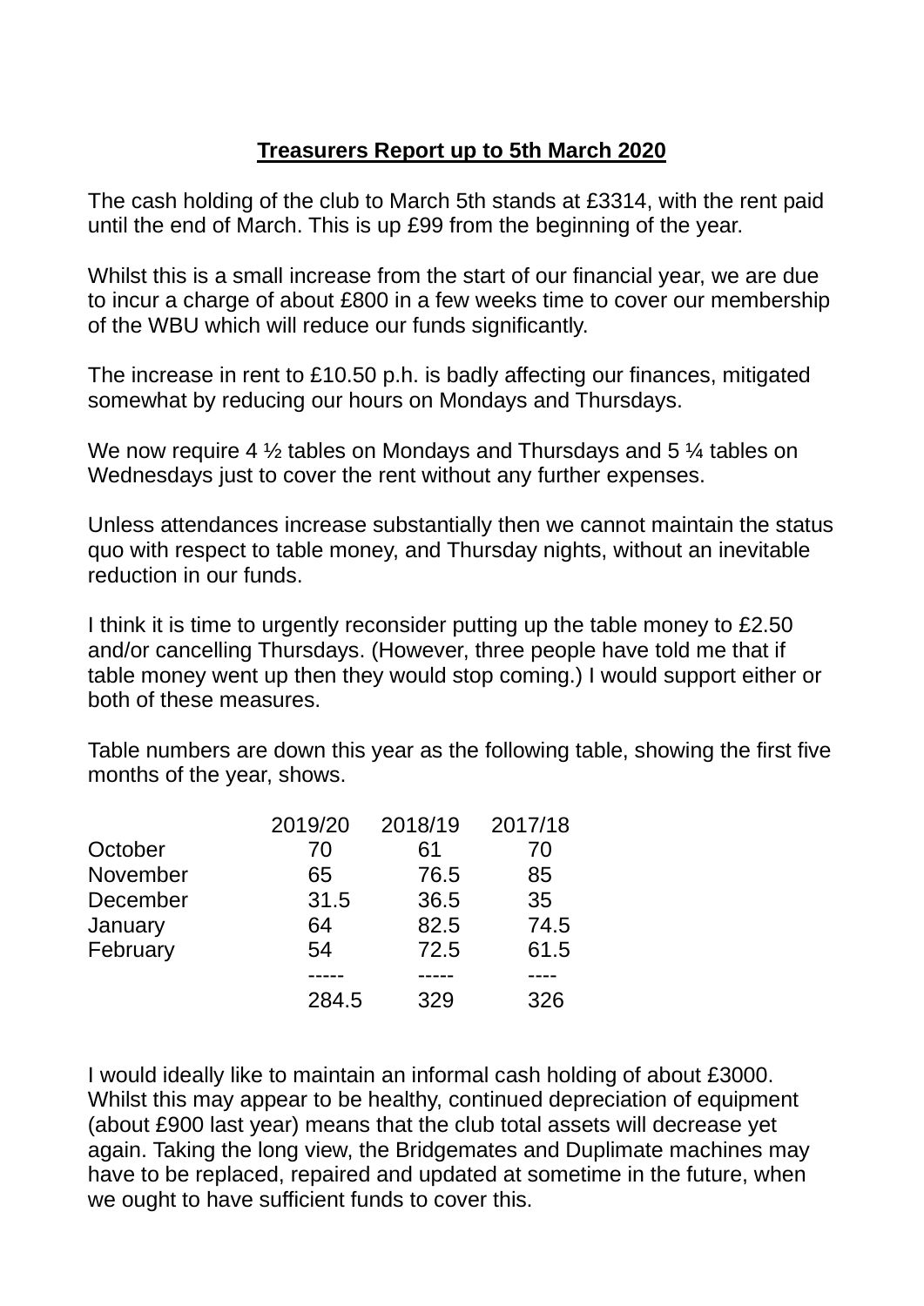**Treasurers Report up to 5th March 2020**

The cash holding of the club to March 5th stands at £3314, with the rent paid until the end of March. This is up £99 from the beginning of the year.

Whilst this is a small increase from the start of our financial year, we are due to incur a charge of about £800 in a few weeks time to cover our membership of the WBU which will reduce our funds significantly.

The increase in rent to £10.50 p.h. is badly affecting our finances, mitigated somewhat by reducing our hours on Mondays and Thursdays.

We now require 4 ½ tables on Mondays and Thursdays and 5 ¼ tables on Wednesdays just to cover the rent without any further expenses.

Unless attendances increase substantially then we cannot maintain the status quo with respect to table money, and Thursday nights, without an inevitable reduction in our funds.

I think it is time to urgently reconsider putting up the table money to £2.50 and/or cancelling Thursdays. (However, three people have told me that if table money went up then they would stop coming.) I would support either or both of these measures.

Table numbers are down this year as the following table, showing the first five months of the year, shows.

| | 2019/20 | 2018/19 | 2017/18 |
|---|---|---|---|
| October | 70 | 61 | 70 |
| November | 65 | 76.5 | 85 |
| December | 31.5 | 36.5 | 35 |
| January | 64 | 82.5 | 74.5 |
| February | 54 | 72.5 | 61.5 |
| | 284.5 | 329 | 326 |

I would ideally like to maintain an informal cash holding of about £3000. Whilst this may appear to be healthy, continued depreciation of equipment (about £900 last year) means that the club total assets will decrease yet again. Taking the long view, the Bridgemates and Duplimate machines may have to be replaced, repaired and updated at sometime in the future, when we ought to have sufficient funds to cover this.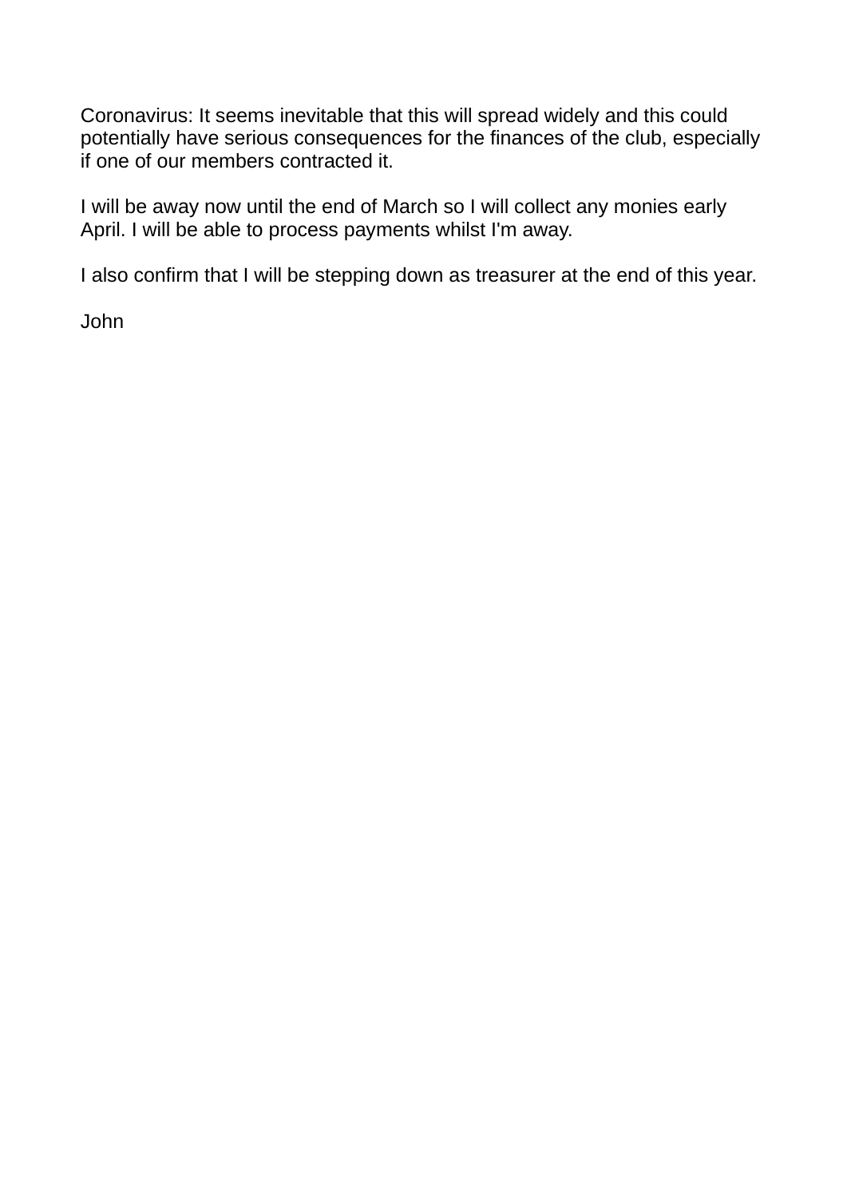Coronavirus: It seems inevitable that this will spread widely and this could potentially have serious consequences for the finances of the club, especially if one of our members contracted it.

I will be away now until the end of March so I will collect any monies early April. I will be able to process payments whilst I'm away.

I also confirm that I will be stepping down as treasurer at the end of this year.

John